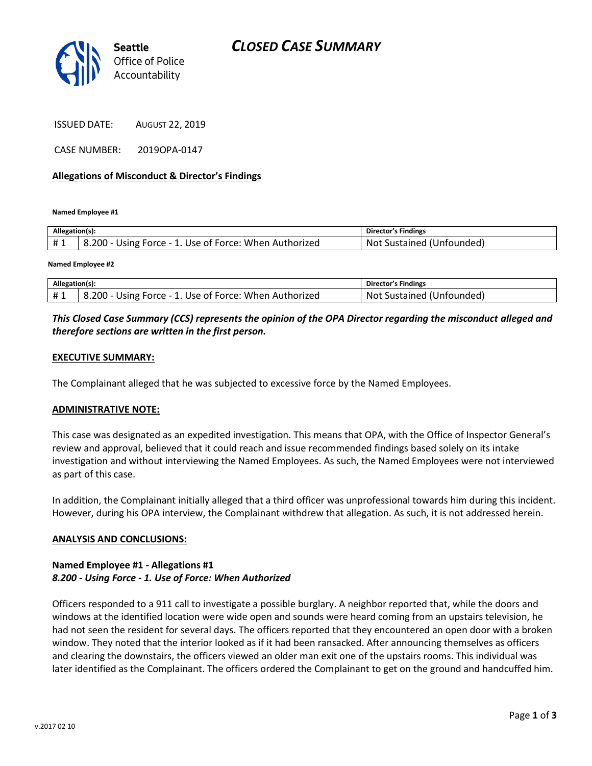# CLOSED CASE SUMMARY

Seattle Office of Police Accountability

ISSUED DATE: AUGUST 22, 2019

CASE NUMBER: 2019OPA-0147

**Allegations of Misconduct & Director's Findings**

**Named Employee #1**

| Allegation(s): | | Director's Findings |
|---|---|---|
| # 1 | 8.200 - Using Force - 1. Use of Force: When Authorized | Not Sustained (Unfounded) |

**Named Employee #2**

| Allegation(s): | | Director's Findings |
|---|---|---|
| # 1 | 8.200 - Using Force - 1. Use of Force: When Authorized | Not Sustained (Unfounded) |

***This Closed Case Summary (CCS) represents the opinion of the OPA Director regarding the misconduct alleged and therefore sections are written in the first person.***

**EXECUTIVE SUMMARY:**

The Complainant alleged that he was subjected to excessive force by the Named Employees.

**ADMINISTRATIVE NOTE:**

This case was designated as an expedited investigation. This means that OPA, with the Office of Inspector General's review and approval, believed that it could reach and issue recommended findings based solely on its intake investigation and without interviewing the Named Employees. As such, the Named Employees were not interviewed as part of this case.

In addition, the Complainant initially alleged that a third officer was unprofessional towards him during this incident. However, during his OPA interview, the Complainant withdrew that allegation. As such, it is not addressed herein.

**ANALYSIS AND CONCLUSIONS:**

**Named Employee #1 - Allegations #1**
***8.200 - Using Force - 1. Use of Force: When Authorized***

Officers responded to a 911 call to investigate a possible burglary. A neighbor reported that, while the doors and windows at the identified location were wide open and sounds were heard coming from an upstairs television, he had not seen the resident for several days. The officers reported that they encountered an open door with a broken window. They noted that the interior looked as if it had been ransacked. After announcing themselves as officers and clearing the downstairs, the officers viewed an older man exit one of the upstairs rooms. This individual was later identified as the Complainant. The officers ordered the Complainant to get on the ground and handcuffed him.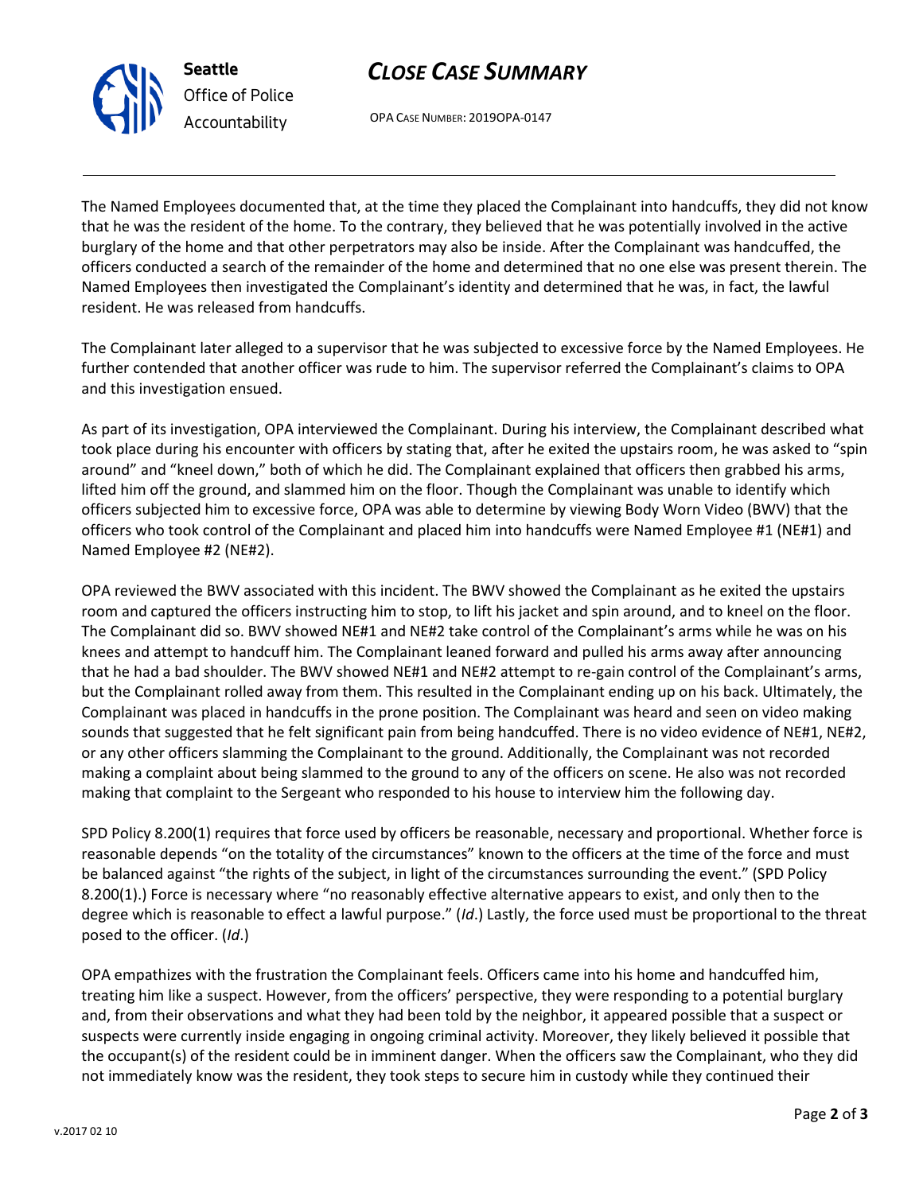The Named Employees documented that, at the time they placed the Complainant into handcuffs, they did not know that he was the resident of the home. To the contrary, they believed that he was potentially involved in the active burglary of the home and that other perpetrators may also be inside. After the Complainant was handcuffed, the officers conducted a search of the remainder of the home and determined that no one else was present therein. The Named Employees then investigated the Complainant's identity and determined that he was, in fact, the lawful resident. He was released from handcuffs.

The Complainant later alleged to a supervisor that he was subjected to excessive force by the Named Employees. He further contended that another officer was rude to him. The supervisor referred the Complainant's claims to OPA and this investigation ensued.

As part of its investigation, OPA interviewed the Complainant. During his interview, the Complainant described what took place during his encounter with officers by stating that, after he exited the upstairs room, he was asked to "spin around" and "kneel down," both of which he did. The Complainant explained that officers then grabbed his arms, lifted him off the ground, and slammed him on the floor. Though the Complainant was unable to identify which officers subjected him to excessive force, OPA was able to determine by viewing Body Worn Video (BWV) that the officers who took control of the Complainant and placed him into handcuffs were Named Employee #1 (NE#1) and Named Employee #2 (NE#2).

OPA reviewed the BWV associated with this incident. The BWV showed the Complainant as he exited the upstairs room and captured the officers instructing him to stop, to lift his jacket and spin around, and to kneel on the floor. The Complainant did so. BWV showed NE#1 and NE#2 take control of the Complainant's arms while he was on his knees and attempt to handcuff him. The Complainant leaned forward and pulled his arms away after announcing that he had a bad shoulder. The BWV showed NE#1 and NE#2 attempt to re-gain control of the Complainant's arms, but the Complainant rolled away from them. This resulted in the Complainant ending up on his back. Ultimately, the Complainant was placed in handcuffs in the prone position. The Complainant was heard and seen on video making sounds that suggested that he felt significant pain from being handcuffed. There is no video evidence of NE#1, NE#2, or any other officers slamming the Complainant to the ground. Additionally, the Complainant was not recorded making a complaint about being slammed to the ground to any of the officers on scene. He also was not recorded making that complaint to the Sergeant who responded to his house to interview him the following day.

SPD Policy 8.200(1) requires that force used by officers be reasonable, necessary and proportional. Whether force is reasonable depends "on the totality of the circumstances" known to the officers at the time of the force and must be balanced against "the rights of the subject, in light of the circumstances surrounding the event." (SPD Policy 8.200(1).) Force is necessary where "no reasonably effective alternative appears to exist, and only then to the degree which is reasonable to effect a lawful purpose." (*Id*.) Lastly, the force used must be proportional to the threat posed to the officer. (*Id*.)

OPA empathizes with the frustration the Complainant feels. Officers came into his home and handcuffed him, treating him like a suspect. However, from the officers' perspective, they were responding to a potential burglary and, from their observations and what they had been told by the neighbor, it appeared possible that a suspect or suspects were currently inside engaging in ongoing criminal activity. Moreover, they likely believed it possible that the occupant(s) of the resident could be in imminent danger. When the officers saw the Complainant, who they did not immediately know was the resident, they took steps to secure him in custody while they continued their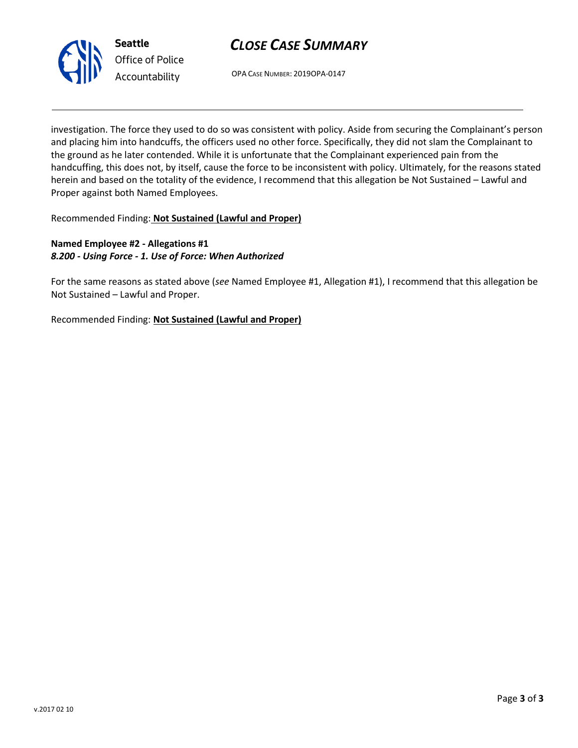investigation. The force they used to do so was consistent with policy. Aside from securing the Complainant's person and placing him into handcuffs, the officers used no other force. Specifically, they did not slam the Complainant to the ground as he later contended. While it is unfortunate that the Complainant experienced pain from the handcuffing, this does not, by itself, cause the force to be inconsistent with policy. Ultimately, for the reasons stated herein and based on the totality of the evidence, I recommend that this allegation be Not Sustained – Lawful and Proper against both Named Employees.

Recommended Finding: **Not Sustained (Lawful and Proper)**

**Named Employee #2 - Allegations #1**
***8.200 - Using Force - 1. Use of Force: When Authorized***

For the same reasons as stated above (*see* Named Employee #1, Allegation #1), I recommend that this allegation be Not Sustained – Lawful and Proper.

Recommended Finding: **Not Sustained (Lawful and Proper)**